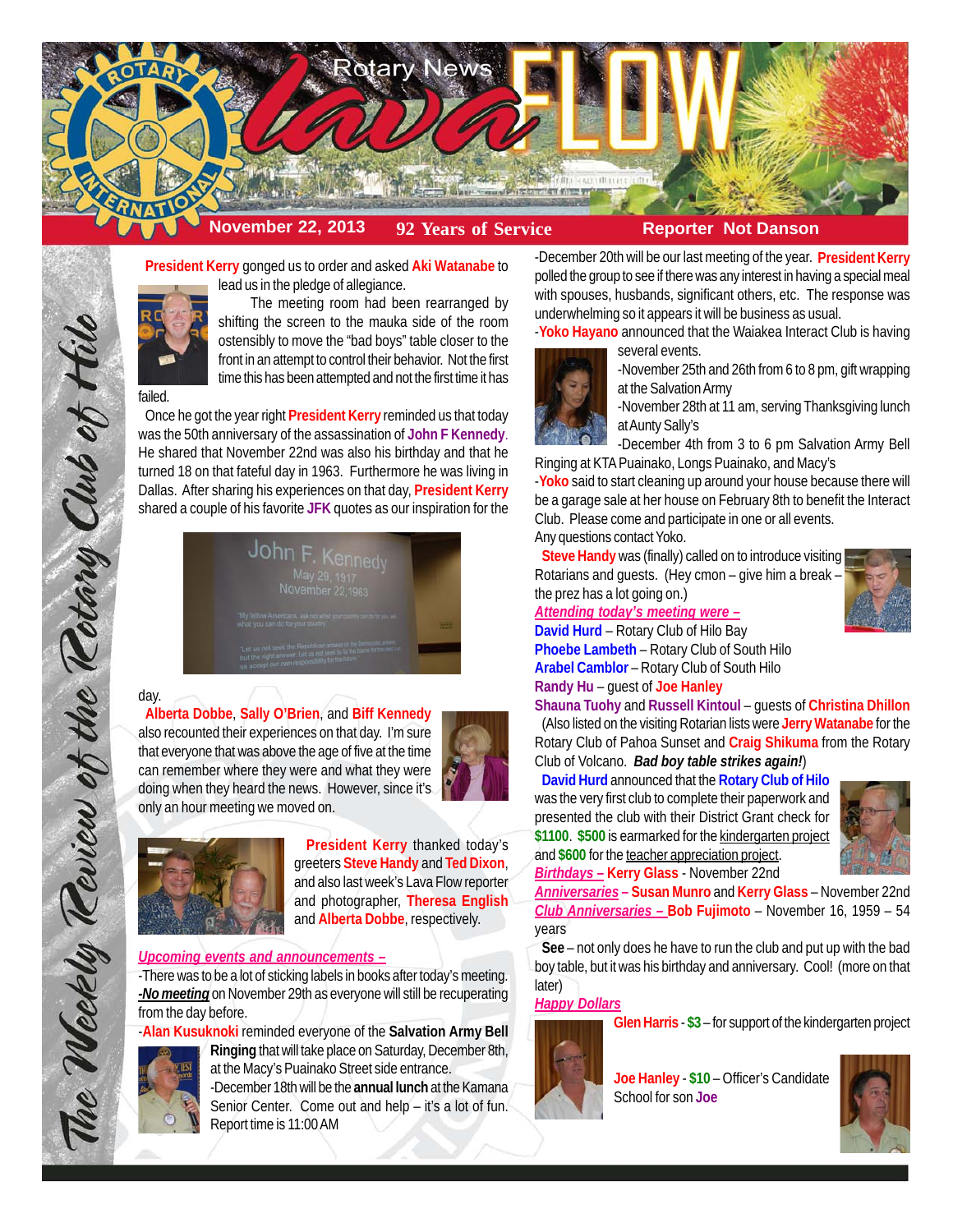# Rotary News Lava FLOW

**November 22, 2013** | **92 Years of Service** | **Reporter Not Danson**

*The Weekly Review of the Rotary Club of Hilo*

**President Kerry** gonged us to order and asked **Aki Watanabe** to lead us in the pledge of allegiance.

The meeting room had been rearranged by shifting the screen to the mauka side of the room ostensibly to move the "bad boys" table closer to the front in an attempt to control their behavior. Not the first time this has been attempted and not the first time it has failed.

Once he got the year right **President Kerry** reminded us that today was the 50th anniversary of the assassination of **John F Kennedy**. He shared that November 22nd was also his birthday and that he turned 18 on that fateful day in 1963. Furthermore he was living in Dallas. After sharing his experiences on that day, **President Kerry** shared a couple of his favorite **JFK** quotes as our inspiration for the day.

**Alberta Dobbe**, **Sally O'Brien**, and **Biff Kennedy** also recounted their experiences on that day. I'm sure that everyone that was above the age of five at the time can remember where they were and what they were doing when they heard the news. However, since it's only an hour meeting we moved on.

**President Kerry** thanked today's greeters **Steve Handy** and **Ted Dixon**, and also last week's Lava Flow reporter and photographer, **Theresa English** and **Alberta Dobbe**, respectively.

***Upcoming events and announcements –***

-There was to be a lot of sticking labels in books after today's meeting.

-***No meeting*** on November 29th as everyone will still be recuperating from the day before.

-**Alan Kusuknoki** reminded everyone of the **Salvation Army Bell Ringing** that will take place on Saturday, December 8th, at the Macy's Puainako Street side entrance.

-December 18th will be the **annual lunch** at the Kamana Senior Center. Come out and help – it's a lot of fun. Report time is 11:00 AM

-December 20th will be our last meeting of the year. **President Kerry** polled the group to see if there was any interest in having a special meal with spouses, husbands, significant others, etc. The response was underwhelming so it appears it will be business as usual.

-**Yoko Hayano** announced that the Waiakea Interact Club is having several events.

-November 25th and 26th from 6 to 8 pm, gift wrapping at the Salvation Army

-November 28th at 11 am, serving Thanksgiving lunch at Aunty Sally's

-December 4th from 3 to 6 pm Salvation Army Bell Ringing at KTA Puainako, Longs Puainako, and Macy's

-**Yoko** said to start cleaning up around your house because there will be a garage sale at her house on February 8th to benefit the Interact Club. Please come and participate in one or all events. Any questions contact Yoko.

**Steve Handy** was (finally) called on to introduce visiting Rotarians and guests. (Hey cmon – give him a break – the prez has a lot going on.)

***Attending today's meeting were –***

**David Hurd** – Rotary Club of Hilo Bay
**Phoebe Lambeth** – Rotary Club of South Hilo
**Arabel Camblor** – Rotary Club of South Hilo
**Randy Hu** – guest of **Joe Hanley**
**Shauna Tuohy** and **Russell Kintoul** – guests of **Christina Dhillon**

(Also listed on the visiting Rotarian lists were **Jerry Watanabe** for the Rotary Club of Pahoa Sunset and **Craig Shikuma** from the Rotary Club of Volcano. ***Bad boy table strikes again!***)

**David Hurd** announced that the **Rotary Club of Hilo** was the very first club to complete their paperwork and presented the club with their District Grant check for **$1100**. **$500** is earmarked for the kindergarten project and **$600** for the teacher appreciation project.

***Birthdays –*** **Kerry Glass** - November 22nd

***Anniversaries –*** **Susan Munro** and **Kerry Glass** – November 22nd

***Club Anniversaries –*** **Bob Fujimoto** – November 16, 1959 – 54 years

**See** – not only does he have to run the club and put up with the bad boy table, but it was his birthday and anniversary. Cool! (more on that later)

***Happy Dollars***

**Glen Harris** - **$3** – for support of the kindergarten project

**Joe Hanley** - **$10** – Officer's Candidate School for son **Joe**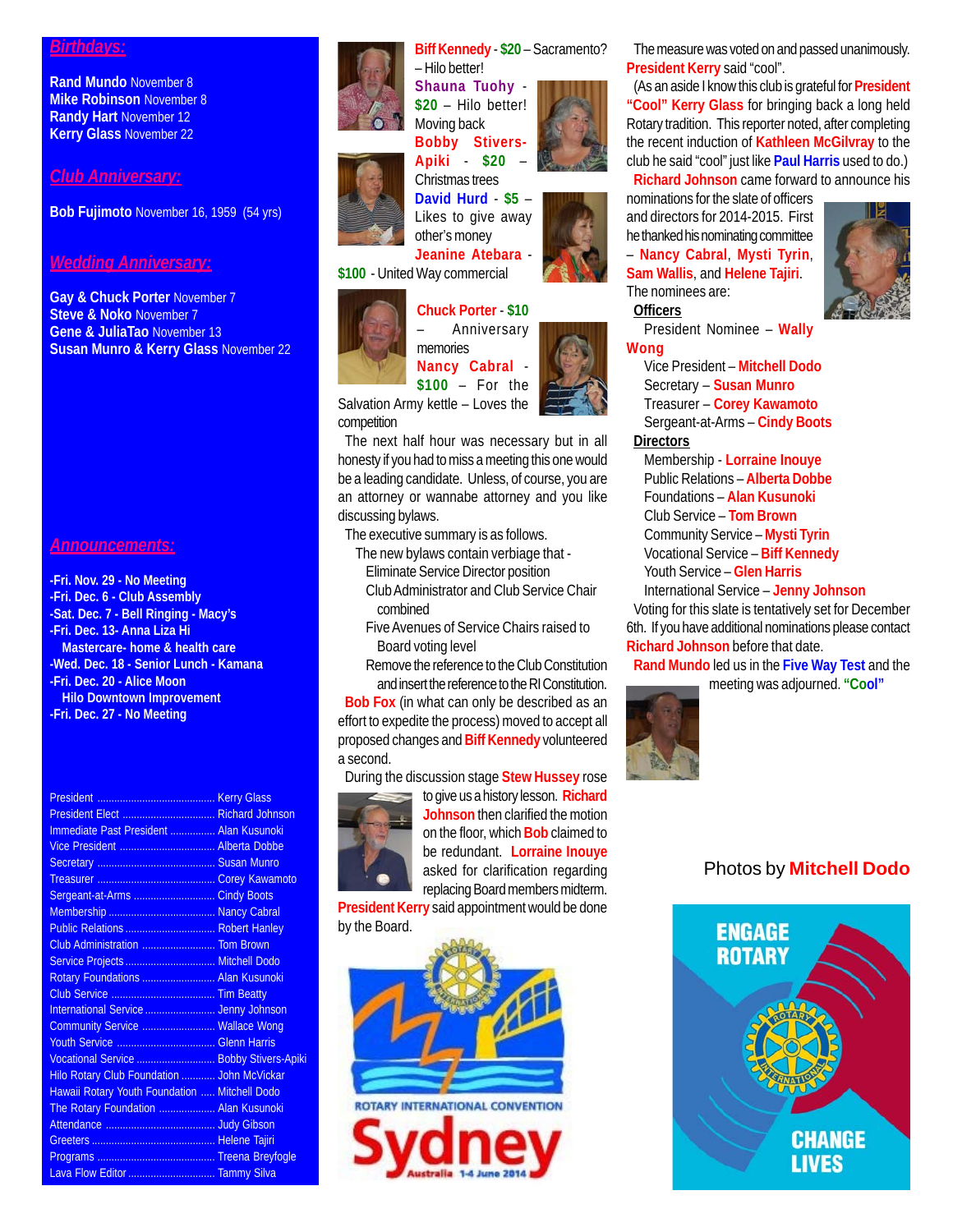## Birthdays:

**Rand Mundo** November 8
**Mike Robinson** November 8
**Randy Hart** November 12
**Kerry Glass** November 22

## Club Anniversary:

**Bob Fujimoto** November 16, 1959 (54 yrs)

## Wedding Anniversary:

**Gay & Chuck Porter** November 7
**Steve & Noko** November 7
**Gene & JuliaTao** November 13
**Susan Munro & Kerry Glass** November 22

## Announcements:

-Fri. Nov. 29 - No Meeting
-Fri. Dec. 6 - Club Assembly
-Sat. Dec. 7 - Bell Ringing - Macy's
-Fri. Dec. 13- Anna Liza Hi
Mastercare- home & health care
-Wed. Dec. 18 - Senior Lunch - Kamana
-Fri. Dec. 20 - Alice Moon
Hilo Downtown Improvement
-Fri. Dec. 27 - No Meeting

| | |
|---|---|
| President | Kerry Glass |
| President Elect | Richard Johnson |
| Immediate Past President | Alan Kusunoki |
| Vice President | Alberta Dobbe |
| Secretary | Susan Munro |
| Treasurer | Corey Kawamoto |
| Sergeant-at-Arms | Cindy Boots |
| Membership | Nancy Cabral |
| Public Relations | Robert Hanley |
| Club Administration | Tom Brown |
| Service Projects | Mitchell Dodo |
| Rotary Foundations | Alan Kusunoki |
| Club Service | Tim Beatty |
| International Service | Jenny Johnson |
| Community Service | Wallace Wong |
| Youth Service | Glenn Harris |
| Vocational Service | Bobby Stivers-Apiki |
| Hilo Rotary Club Foundation | John McVickar |
| Hawaii Rotary Youth Foundation | Mitchell Dodo |
| The Rotary Foundation | Alan Kusunoki |
| Attendance | Judy Gibson |
| Greeters | Helene Tajiri |
| Programs | Treena Breyfogle |
| Lava Flow Editor | Tammy Silva |

**Biff Kennedy - $20** – Sacramento? – Hilo better!
**Shauna Tuohy - $20** – Hilo better! Moving back
**Bobby Stivers-Apiki - $20** – Christmas trees
**David Hurd - $5** – Likes to give away other's money
**Jeanine Atebara - $100** - United Way commercial

**Chuck Porter - $10** – Anniversary memories
**Nancy Cabral - $100** – For the Salvation Army kettle – Loves the competition

The next half hour was necessary but in all honesty if you had to miss a meeting this one would be a leading candidate. Unless, of course, you are an attorney or wannabe attorney and you like discussing bylaws.

The executive summary is as follows.

The new bylaws contain verbiage that -
- Eliminate Service Director position
- Club Administrator and Club Service Chair combined
- Five Avenues of Service Chairs raised to Board voting level
- Remove the reference to the Club Constitution and insert the reference to the RI Constitution.

**Bob Fox** (in what can only be described as an effort to expedite the process) moved to accept all proposed changes and **Biff Kennedy** volunteered a second.

During the discussion stage **Stew Hussey** rose to give us a history lesson. **Richard Johnson** then clarified the motion on the floor, which **Bob** claimed to be redundant. **Lorraine Inouye** asked for clarification regarding replacing Board members midterm. **President Kerry** said appointment would be done by the Board.

ROTARY INTERNATIONAL CONVENTION
Sydney
Australia 1-4 June 2014

The measure was voted on and passed unanimously. **President Kerry** said "cool".

(As an aside I know this club is grateful for **President "Cool" Kerry Glass** for bringing back a long held Rotary tradition. This reporter noted, after completing the recent induction of **Kathleen McGilvray** to the club he said "cool" just like **Paul Harris** used to do.)

**Richard Johnson** came forward to announce his nominations for the slate of officers and directors for 2014-2015. First he thanked his nominating committee – **Nancy Cabral**, **Mysti Tyrin**, **Sam Wallis**, and **Helene Tajiri**. The nominees are:

**Officers**
- President Nominee – **Wally Wong**
- Vice President – **Mitchell Dodo**
- Secretary – **Susan Munro**
- Treasurer – **Corey Kawamoto**
- Sergeant-at-Arms – **Cindy Boots**

**Directors**
- Membership - **Lorraine Inouye**
- Public Relations – **Alberta Dobbe**
- Foundations – **Alan Kusunoki**
- Club Service – **Tom Brown**
- Community Service – **Mysti Tyrin**
- Vocational Service – **Biff Kennedy**
- Youth Service – **Glen Harris**
- International Service – **Jenny Johnson**

Voting for this slate is tentatively set for December 6th. If you have additional nominations please contact **Richard Johnson** before that date.

**Rand Mundo** led us in the **Five Way Test** and the meeting was adjourned. **"Cool"**

Photos by **Mitchell Dodo**

ENGAGE ROTARY
CHANGE LIVES